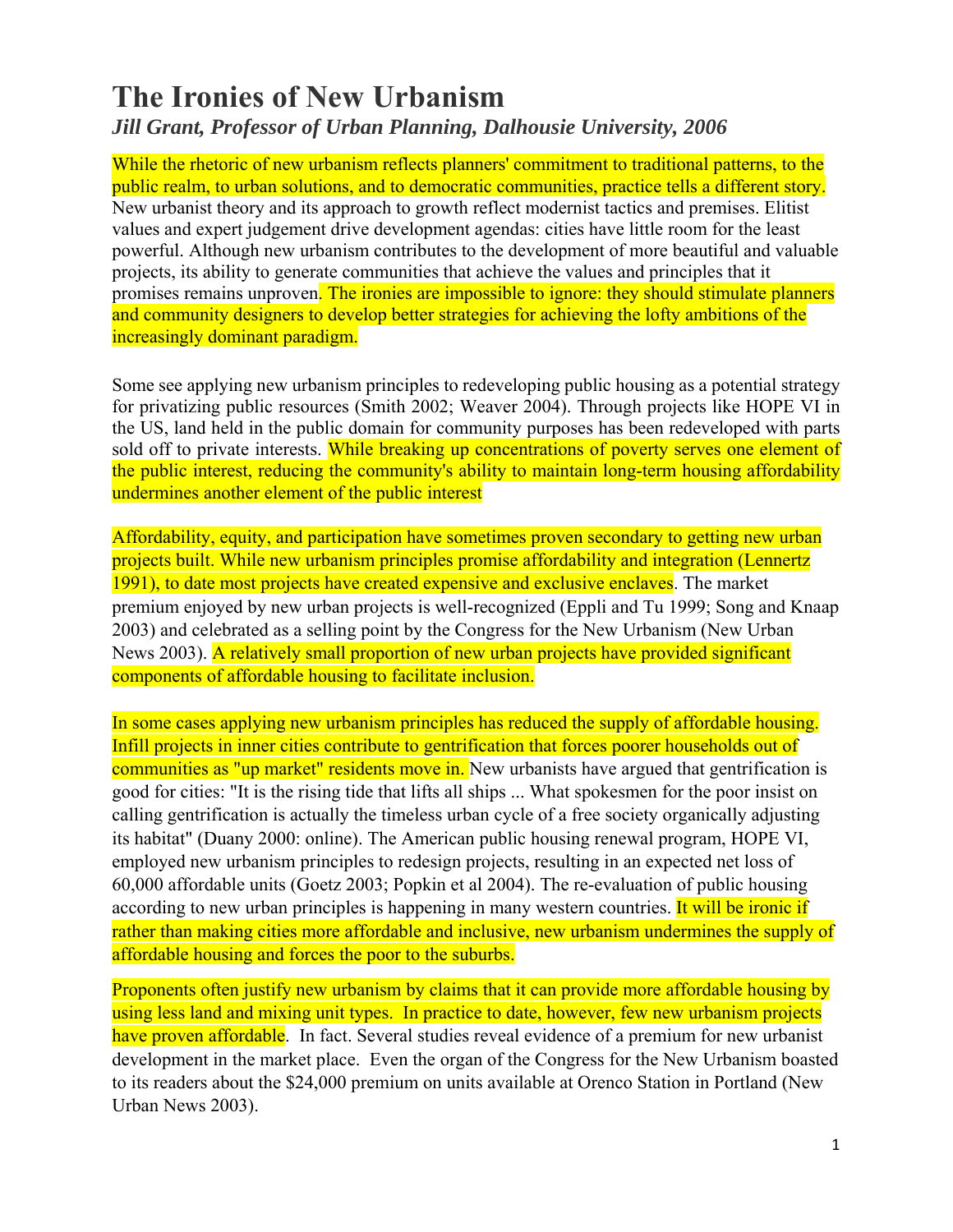# The Ironies of New Urbanism

*Jill Grant, Professor of Urban Planning, Dalhousie University, 2006*

While the rhetoric of new urbanism reflects planners' commitment to traditional patterns, to the public realm, to urban solutions, and to democratic communities, practice tells a different story. New urbanist theory and its approach to growth reflect modernist tactics and premises. Elitist values and expert judgement drive development agendas: cities have little room for the least powerful. Although new urbanism contributes to the development of more beautiful and valuable projects, its ability to generate communities that achieve the values and principles that it promises remains unproven. The ironies are impossible to ignore: they should stimulate planners and community designers to develop better strategies for achieving the lofty ambitions of the increasingly dominant paradigm.

Some see applying new urbanism principles to redeveloping public housing as a potential strategy for privatizing public resources (Smith 2002; Weaver 2004). Through projects like HOPE VI in the US, land held in the public domain for community purposes has been redeveloped with parts sold off to private interests. While breaking up concentrations of poverty serves one element of the public interest, reducing the community's ability to maintain long-term housing affordability undermines another element of the public interest

Affordability, equity, and participation have sometimes proven secondary to getting new urban projects built. While new urbanism principles promise affordability and integration (Lennertz 1991), to date most projects have created expensive and exclusive enclaves. The market premium enjoyed by new urban projects is well-recognized (Eppli and Tu 1999; Song and Knaap 2003) and celebrated as a selling point by the Congress for the New Urbanism (New Urban News 2003). A relatively small proportion of new urban projects have provided significant components of affordable housing to facilitate inclusion.

In some cases applying new urbanism principles has reduced the supply of affordable housing. Infill projects in inner cities contribute to gentrification that forces poorer households out of communities as "up market" residents move in. New urbanists have argued that gentrification is good for cities: "It is the rising tide that lifts all ships ... What spokesmen for the poor insist on calling gentrification is actually the timeless urban cycle of a free society organically adjusting its habitat" (Duany 2000: online). The American public housing renewal program, HOPE VI, employed new urbanism principles to redesign projects, resulting in an expected net loss of 60,000 affordable units (Goetz 2003; Popkin et al 2004). The re-evaluation of public housing according to new urban principles is happening in many western countries. It will be ironic if rather than making cities more affordable and inclusive, new urbanism undermines the supply of affordable housing and forces the poor to the suburbs.

Proponents often justify new urbanism by claims that it can provide more affordable housing by using less land and mixing unit types. In practice to date, however, few new urbanism projects have proven affordable. In fact. Several studies reveal evidence of a premium for new urbanist development in the market place. Even the organ of the Congress for the New Urbanism boasted to its readers about the $24,000 premium on units available at Orenco Station in Portland (New Urban News 2003).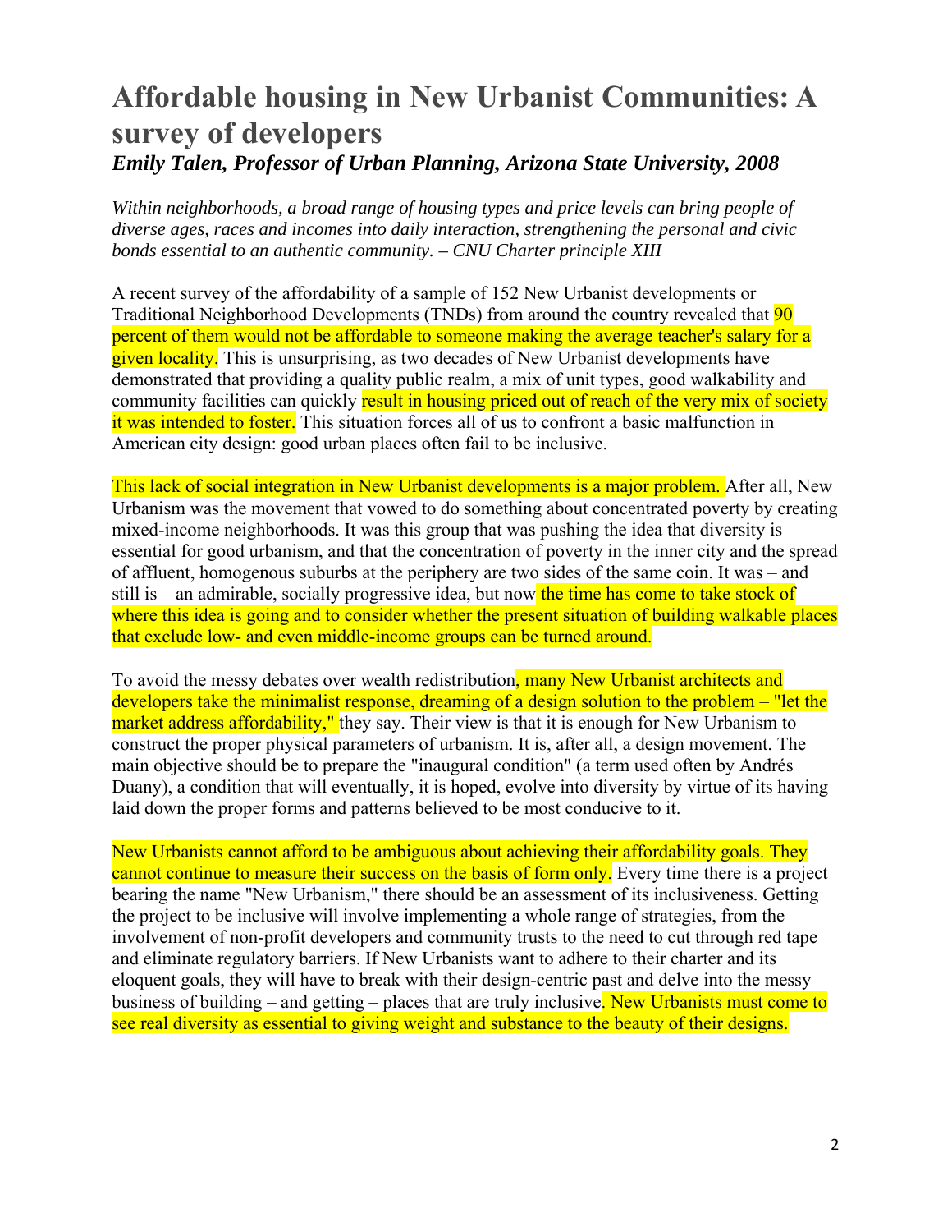# Affordable housing in New Urbanist Communities: A survey of developers

### *Emily Talen, Professor of Urban Planning, Arizona State University, 2008*

*Within neighborhoods, a broad range of housing types and price levels can bring people of diverse ages, races and incomes into daily interaction, strengthening the personal and civic bonds essential to an authentic community. – CNU Charter principle XIII*

A recent survey of the affordability of a sample of 152 New Urbanist developments or Traditional Neighborhood Developments (TNDs) from around the country revealed that 90 percent of them would not be affordable to someone making the average teacher's salary for a given locality. This is unsurprising, as two decades of New Urbanist developments have demonstrated that providing a quality public realm, a mix of unit types, good walkability and community facilities can quickly result in housing priced out of reach of the very mix of society it was intended to foster. This situation forces all of us to confront a basic malfunction in American city design: good urban places often fail to be inclusive.

This lack of social integration in New Urbanist developments is a major problem. After all, New Urbanism was the movement that vowed to do something about concentrated poverty by creating mixed-income neighborhoods. It was this group that was pushing the idea that diversity is essential for good urbanism, and that the concentration of poverty in the inner city and the spread of affluent, homogenous suburbs at the periphery are two sides of the same coin. It was – and still is – an admirable, socially progressive idea, but now the time has come to take stock of where this idea is going and to consider whether the present situation of building walkable places that exclude low- and even middle-income groups can be turned around.

To avoid the messy debates over wealth redistribution, many New Urbanist architects and developers take the minimalist response, dreaming of a design solution to the problem – "let the market address affordability," they say. Their view is that it is enough for New Urbanism to construct the proper physical parameters of urbanism. It is, after all, a design movement. The main objective should be to prepare the "inaugural condition" (a term used often by Andrés Duany), a condition that will eventually, it is hoped, evolve into diversity by virtue of its having laid down the proper forms and patterns believed to be most conducive to it.

New Urbanists cannot afford to be ambiguous about achieving their affordability goals. They cannot continue to measure their success on the basis of form only. Every time there is a project bearing the name "New Urbanism," there should be an assessment of its inclusiveness. Getting the project to be inclusive will involve implementing a whole range of strategies, from the involvement of non-profit developers and community trusts to the need to cut through red tape and eliminate regulatory barriers. If New Urbanists want to adhere to their charter and its eloquent goals, they will have to break with their design-centric past and delve into the messy business of building – and getting – places that are truly inclusive. New Urbanists must come to see real diversity as essential to giving weight and substance to the beauty of their designs.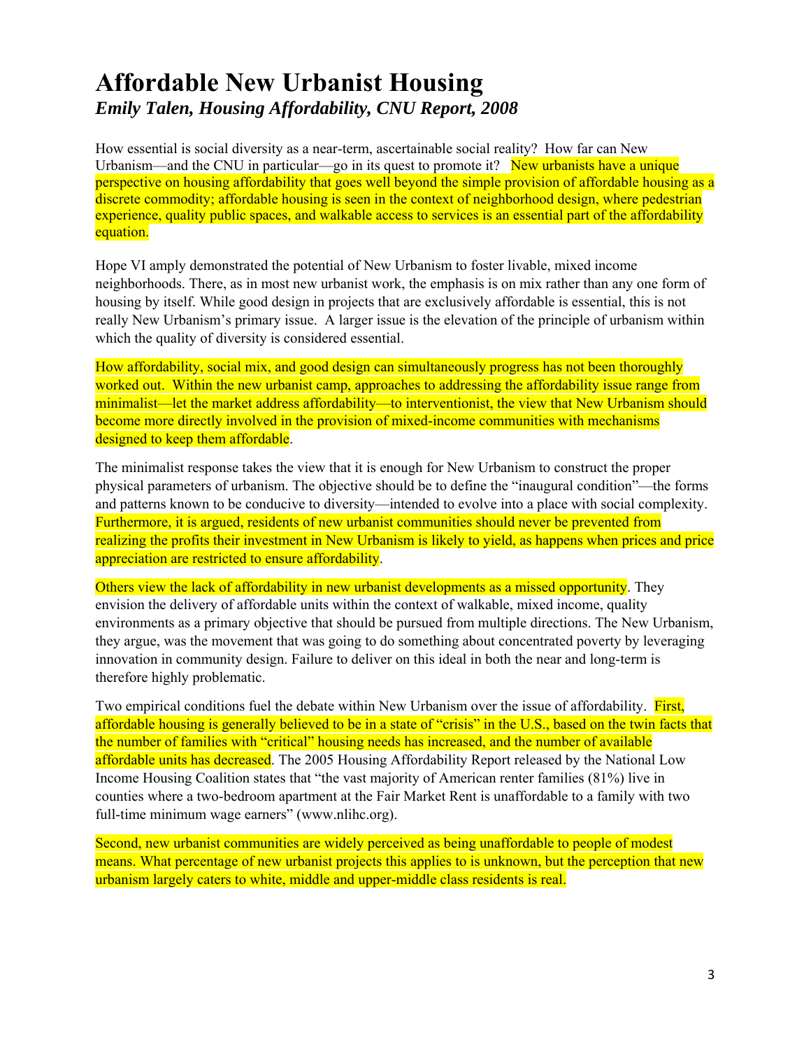# Affordable New Urbanist Housing

***Emily Talen, Housing Affordability, CNU Report, 2008***

How essential is social diversity as a near-term, ascertainable social reality? How far can New Urbanism—and the CNU in particular—go in its quest to promote it? New urbanists have a unique perspective on housing affordability that goes well beyond the simple provision of affordable housing as a discrete commodity; affordable housing is seen in the context of neighborhood design, where pedestrian experience, quality public spaces, and walkable access to services is an essential part of the affordability equation.

Hope VI amply demonstrated the potential of New Urbanism to foster livable, mixed income neighborhoods. There, as in most new urbanist work, the emphasis is on mix rather than any one form of housing by itself. While good design in projects that are exclusively affordable is essential, this is not really New Urbanism's primary issue. A larger issue is the elevation of the principle of urbanism within which the quality of diversity is considered essential.

How affordability, social mix, and good design can simultaneously progress has not been thoroughly worked out. Within the new urbanist camp, approaches to addressing the affordability issue range from minimalist—let the market address affordability—to interventionist, the view that New Urbanism should become more directly involved in the provision of mixed-income communities with mechanisms designed to keep them affordable.

The minimalist response takes the view that it is enough for New Urbanism to construct the proper physical parameters of urbanism. The objective should be to define the "inaugural condition"—the forms and patterns known to be conducive to diversity—intended to evolve into a place with social complexity. Furthermore, it is argued, residents of new urbanist communities should never be prevented from realizing the profits their investment in New Urbanism is likely to yield, as happens when prices and price appreciation are restricted to ensure affordability.

Others view the lack of affordability in new urbanist developments as a missed opportunity. They envision the delivery of affordable units within the context of walkable, mixed income, quality environments as a primary objective that should be pursued from multiple directions. The New Urbanism, they argue, was the movement that was going to do something about concentrated poverty by leveraging innovation in community design. Failure to deliver on this ideal in both the near and long-term is therefore highly problematic.

Two empirical conditions fuel the debate within New Urbanism over the issue of affordability. First, affordable housing is generally believed to be in a state of "crisis" in the U.S., based on the twin facts that the number of families with "critical" housing needs has increased, and the number of available affordable units has decreased. The 2005 Housing Affordability Report released by the National Low Income Housing Coalition states that "the vast majority of American renter families (81%) live in counties where a two-bedroom apartment at the Fair Market Rent is unaffordable to a family with two full-time minimum wage earners" (www.nlihc.org).

Second, new urbanist communities are widely perceived as being unaffordable to people of modest means. What percentage of new urbanist projects this applies to is unknown, but the perception that new urbanism largely caters to white, middle and upper-middle class residents is real.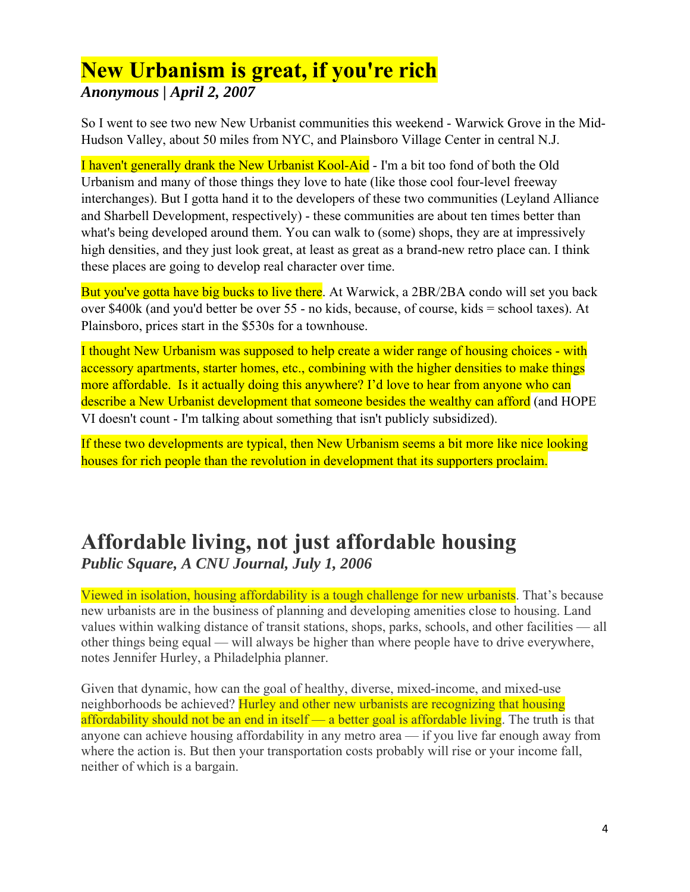# New Urbanism is great, if you're rich

***Anonymous | April 2, 2007***

So I went to see two new New Urbanist communities this weekend - Warwick Grove in the Mid-Hudson Valley, about 50 miles from NYC, and Plainsboro Village Center in central N.J.

I haven't generally drank the New Urbanist Kool-Aid - I'm a bit too fond of both the Old Urbanism and many of those things they love to hate (like those cool four-level freeway interchanges). But I gotta hand it to the developers of these two communities (Leyland Alliance and Sharbell Development, respectively) - these communities are about ten times better than what's being developed around them. You can walk to (some) shops, they are at impressively high densities, and they just look great, at least as great as a brand-new retro place can. I think these places are going to develop real character over time.

But you've gotta have big bucks to live there. At Warwick, a 2BR/2BA condo will set you back over $400k (and you'd better be over 55 - no kids, because, of course, kids = school taxes). At Plainsboro, prices start in the $530s for a townhouse.

I thought New Urbanism was supposed to help create a wider range of housing choices - with accessory apartments, starter homes, etc., combining with the higher densities to make things more affordable. Is it actually doing this anywhere? I'd love to hear from anyone who can describe a New Urbanist development that someone besides the wealthy can afford (and HOPE VI doesn't count - I'm talking about something that isn't publicly subsidized).

If these two developments are typical, then New Urbanism seems a bit more like nice looking houses for rich people than the revolution in development that its supporters proclaim.

# Affordable living, not just affordable housing

***Public Square, A CNU Journal, July 1, 2006***

Viewed in isolation, housing affordability is a tough challenge for new urbanists. That's because new urbanists are in the business of planning and developing amenities close to housing. Land values within walking distance of transit stations, shops, parks, schools, and other facilities — all other things being equal — will always be higher than where people have to drive everywhere, notes Jennifer Hurley, a Philadelphia planner.

Given that dynamic, how can the goal of healthy, diverse, mixed-income, and mixed-use neighborhoods be achieved? Hurley and other new urbanists are recognizing that housing affordability should not be an end in itself — a better goal is affordable living. The truth is that anyone can achieve housing affordability in any metro area — if you live far enough away from where the action is. But then your transportation costs probably will rise or your income fall, neither of which is a bargain.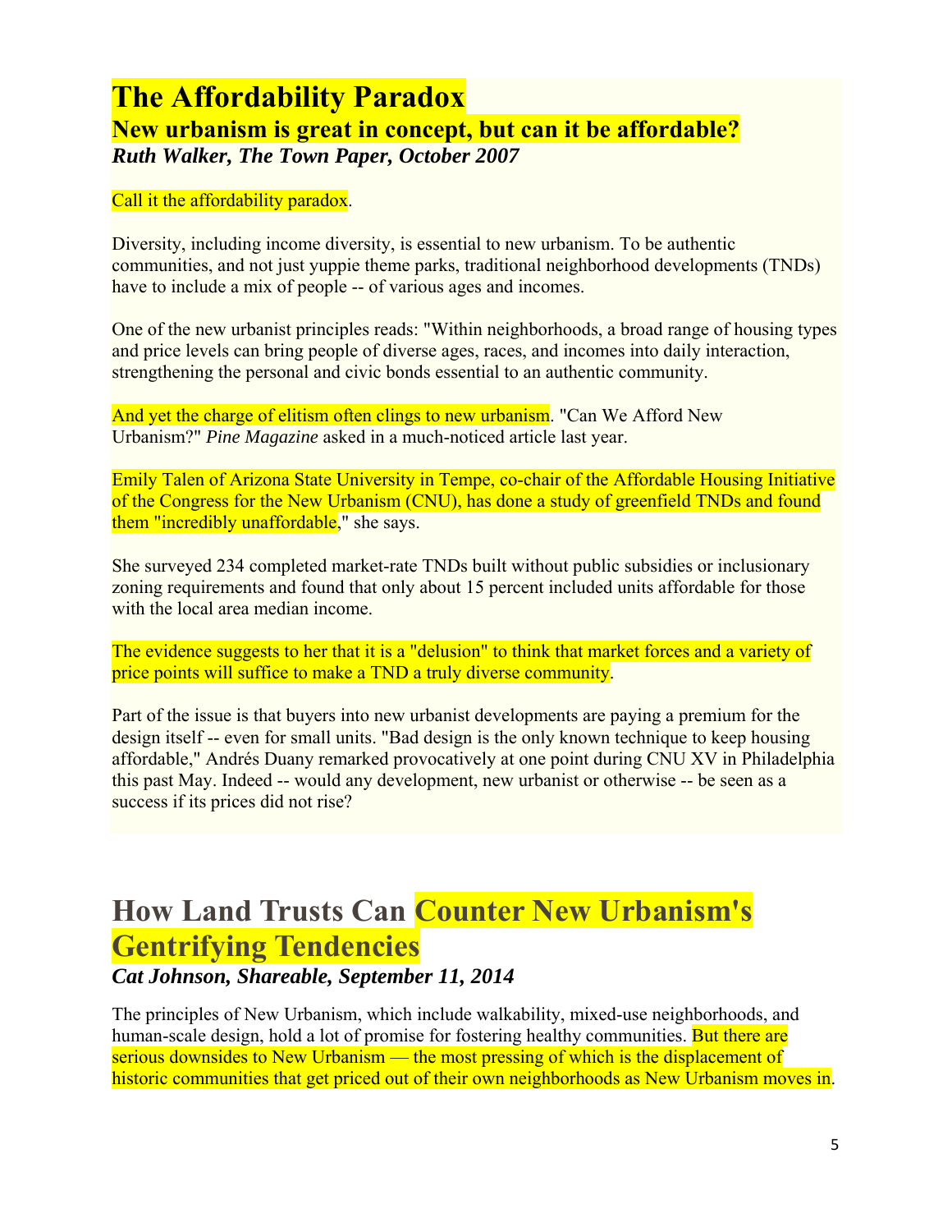# The Affordability Paradox

## New urbanism is great in concept, but can it be affordable?

***Ruth Walker, The Town Paper, October 2007***

Call it the affordability paradox.

Diversity, including income diversity, is essential to new urbanism. To be authentic communities, and not just yuppie theme parks, traditional neighborhood developments (TNDs) have to include a mix of people -- of various ages and incomes.

One of the new urbanist principles reads: "Within neighborhoods, a broad range of housing types and price levels can bring people of diverse ages, races, and incomes into daily interaction, strengthening the personal and civic bonds essential to an authentic community.

And yet the charge of elitism often clings to new urbanism. "Can We Afford New Urbanism?" *Pine Magazine* asked in a much-noticed article last year.

Emily Talen of Arizona State University in Tempe, co-chair of the Affordable Housing Initiative of the Congress for the New Urbanism (CNU), has done a study of greenfield TNDs and found them "incredibly unaffordable," she says.

She surveyed 234 completed market-rate TNDs built without public subsidies or inclusionary zoning requirements and found that only about 15 percent included units affordable for those with the local area median income.

The evidence suggests to her that it is a "delusion" to think that market forces and a variety of price points will suffice to make a TND a truly diverse community.

Part of the issue is that buyers into new urbanist developments are paying a premium for the design itself -- even for small units. "Bad design is the only known technique to keep housing affordable," Andrés Duany remarked provocatively at one point during CNU XV in Philadelphia this past May. Indeed -- would any development, new urbanist or otherwise -- be seen as a success if its prices did not rise?

# How Land Trusts Can Counter New Urbanism's Gentrifying Tendencies

***Cat Johnson, Shareable, September 11, 2014***

The principles of New Urbanism, which include walkability, mixed-use neighborhoods, and human-scale design, hold a lot of promise for fostering healthy communities. But there are serious downsides to New Urbanism — the most pressing of which is the displacement of historic communities that get priced out of their own neighborhoods as New Urbanism moves in.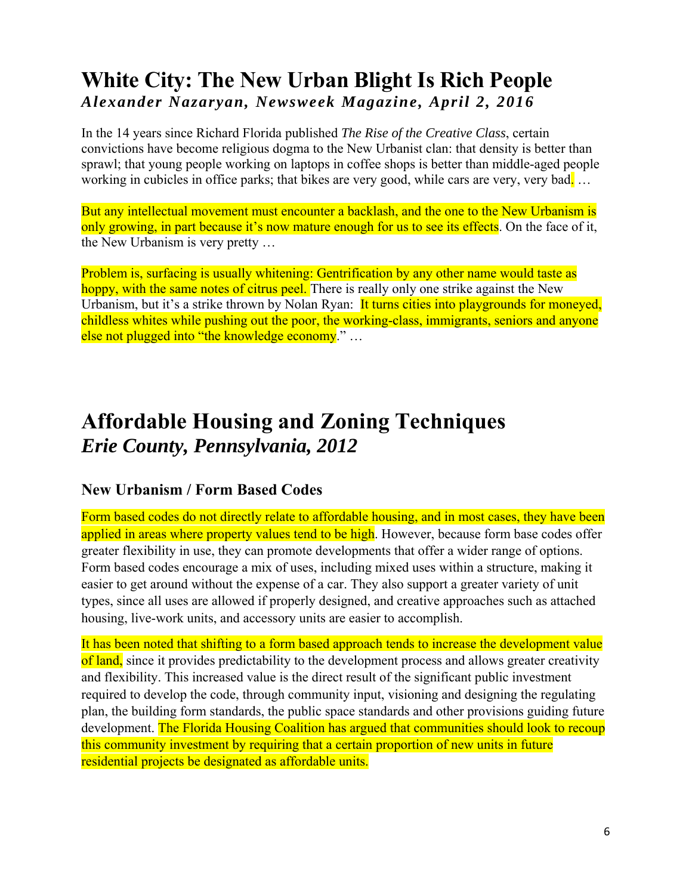# White City: The New Urban Blight Is Rich People

***Alexander Nazaryan, Newsweek Magazine, April 2, 2016***

In the 14 years since Richard Florida published *The Rise of the Creative Class*, certain convictions have become religious dogma to the New Urbanist clan: that density is better than sprawl; that young people working on laptops in coffee shops is better than middle-aged people working in cubicles in office parks; that bikes are very good, while cars are very, very bad. …

But any intellectual movement must encounter a backlash, and the one to the New Urbanism is only growing, in part because it's now mature enough for us to see its effects. On the face of it, the New Urbanism is very pretty …

Problem is, surfacing is usually whitening: Gentrification by any other name would taste as hoppy, with the same notes of citrus peel. There is really only one strike against the New Urbanism, but it's a strike thrown by Nolan Ryan: It turns cities into playgrounds for moneyed, childless whites while pushing out the poor, the working-class, immigrants, seniors and anyone else not plugged into "the knowledge economy." …

# Affordable Housing and Zoning Techniques

***Erie County, Pennsylvania, 2012***

### New Urbanism / Form Based Codes

Form based codes do not directly relate to affordable housing, and in most cases, they have been applied in areas where property values tend to be high. However, because form base codes offer greater flexibility in use, they can promote developments that offer a wider range of options. Form based codes encourage a mix of uses, including mixed uses within a structure, making it easier to get around without the expense of a car. They also support a greater variety of unit types, since all uses are allowed if properly designed, and creative approaches such as attached housing, live-work units, and accessory units are easier to accomplish.

It has been noted that shifting to a form based approach tends to increase the development value of land, since it provides predictability to the development process and allows greater creativity and flexibility. This increased value is the direct result of the significant public investment required to develop the code, through community input, visioning and designing the regulating plan, the building form standards, the public space standards and other provisions guiding future development. The Florida Housing Coalition has argued that communities should look to recoup this community investment by requiring that a certain proportion of new units in future residential projects be designated as affordable units.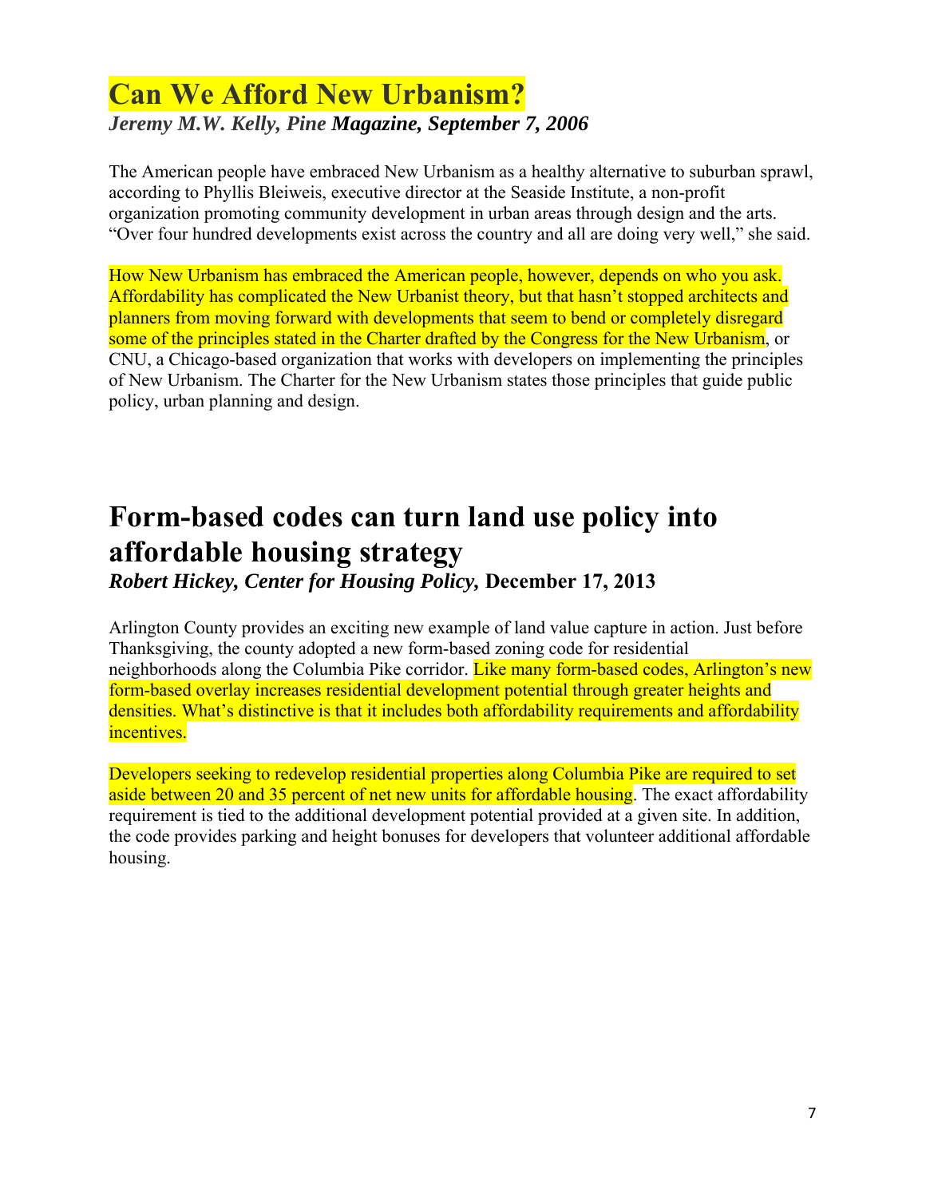# Can We Afford New Urbanism?

***Jeremy M.W. Kelly, Pine Magazine, September 7, 2006***

The American people have embraced New Urbanism as a healthy alternative to suburban sprawl, according to Phyllis Bleiweis, executive director at the Seaside Institute, a non-profit organization promoting community development in urban areas through design and the arts. "Over four hundred developments exist across the country and all are doing very well," she said.

How New Urbanism has embraced the American people, however, depends on who you ask. Affordability has complicated the New Urbanist theory, but that hasn't stopped architects and planners from moving forward with developments that seem to bend or completely disregard some of the principles stated in the Charter drafted by the Congress for the New Urbanism, or CNU, a Chicago-based organization that works with developers on implementing the principles of New Urbanism. The Charter for the New Urbanism states those principles that guide public policy, urban planning and design.

# Form-based codes can turn land use policy into affordable housing strategy

***Robert Hickey, Center for Housing Policy,* December 17, 2013**

Arlington County provides an exciting new example of land value capture in action. Just before Thanksgiving, the county adopted a new form-based zoning code for residential neighborhoods along the Columbia Pike corridor. Like many form-based codes, Arlington's new form-based overlay increases residential development potential through greater heights and densities. What's distinctive is that it includes both affordability requirements and affordability incentives.

Developers seeking to redevelop residential properties along Columbia Pike are required to set aside between 20 and 35 percent of net new units for affordable housing. The exact affordability requirement is tied to the additional development potential provided at a given site. In addition, the code provides parking and height bonuses for developers that volunteer additional affordable housing.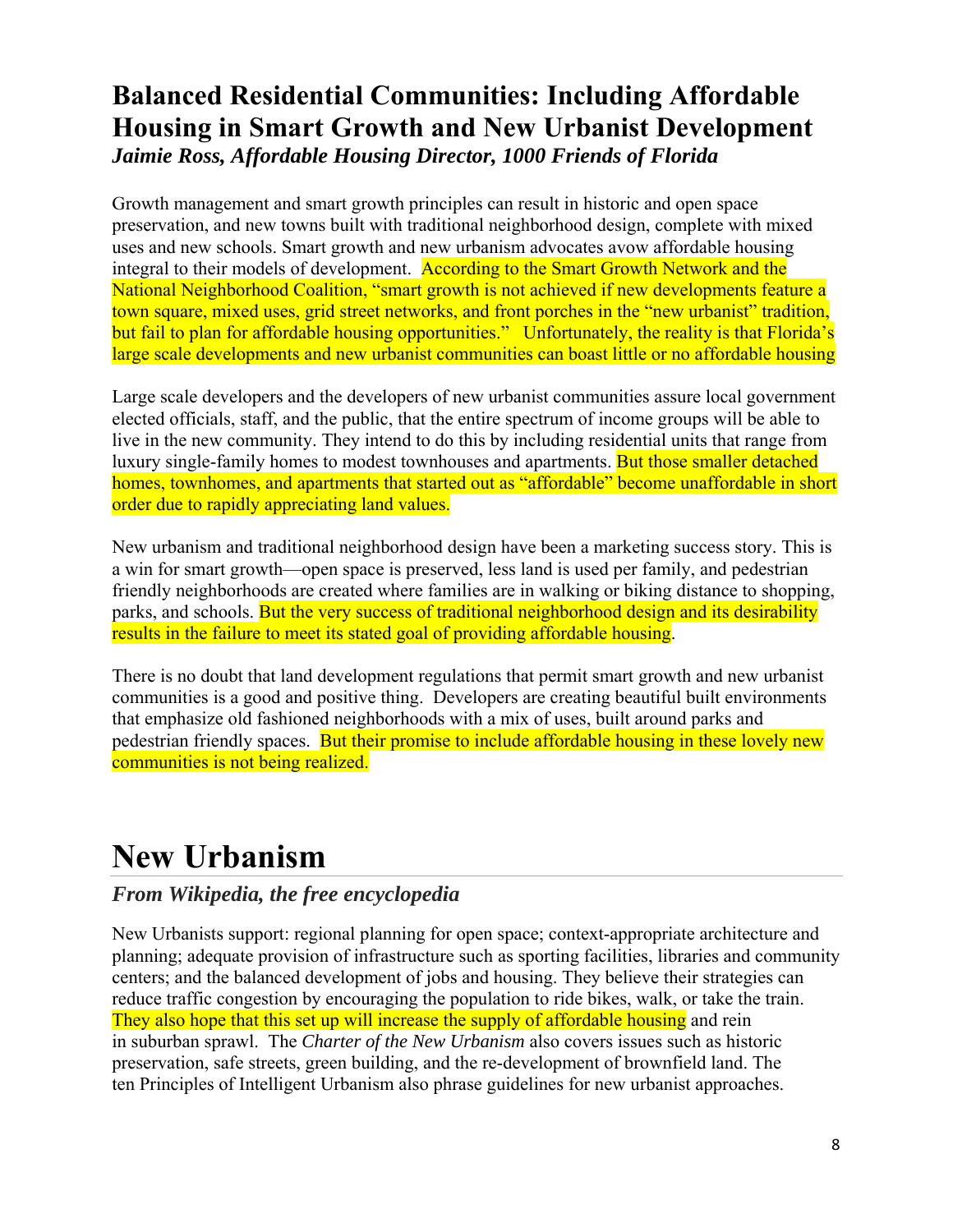# Balanced Residential Communities: Including Affordable Housing in Smart Growth and New Urbanist Development

***Jaimie Ross, Affordable Housing Director, 1000 Friends of Florida***

Growth management and smart growth principles can result in historic and open space preservation, and new towns built with traditional neighborhood design, complete with mixed uses and new schools. Smart growth and new urbanism advocates avow affordable housing integral to their models of development. According to the Smart Growth Network and the National Neighborhood Coalition, "smart growth is not achieved if new developments feature a town square, mixed uses, grid street networks, and front porches in the "new urbanist" tradition, but fail to plan for affordable housing opportunities." Unfortunately, the reality is that Florida's large scale developments and new urbanist communities can boast little or no affordable housing

Large scale developers and the developers of new urbanist communities assure local government elected officials, staff, and the public, that the entire spectrum of income groups will be able to live in the new community. They intend to do this by including residential units that range from luxury single-family homes to modest townhouses and apartments. But those smaller detached homes, townhomes, and apartments that started out as "affordable" become unaffordable in short order due to rapidly appreciating land values.

New urbanism and traditional neighborhood design have been a marketing success story. This is a win for smart growth—open space is preserved, less land is used per family, and pedestrian friendly neighborhoods are created where families are in walking or biking distance to shopping, parks, and schools. But the very success of traditional neighborhood design and its desirability results in the failure to meet its stated goal of providing affordable housing.

There is no doubt that land development regulations that permit smart growth and new urbanist communities is a good and positive thing. Developers are creating beautiful built environments that emphasize old fashioned neighborhoods with a mix of uses, built around parks and pedestrian friendly spaces. But their promise to include affordable housing in these lovely new communities is not being realized.

# New Urbanism

***From Wikipedia, the free encyclopedia***

New Urbanists support: regional planning for open space; context-appropriate architecture and planning; adequate provision of infrastructure such as sporting facilities, libraries and community centers; and the balanced development of jobs and housing. They believe their strategies can reduce traffic congestion by encouraging the population to ride bikes, walk, or take the train. They also hope that this set up will increase the supply of affordable housing and rein in suburban sprawl. The *Charter of the New Urbanism* also covers issues such as historic preservation, safe streets, green building, and the re-development of brownfield land. The ten Principles of Intelligent Urbanism also phrase guidelines for new urbanist approaches.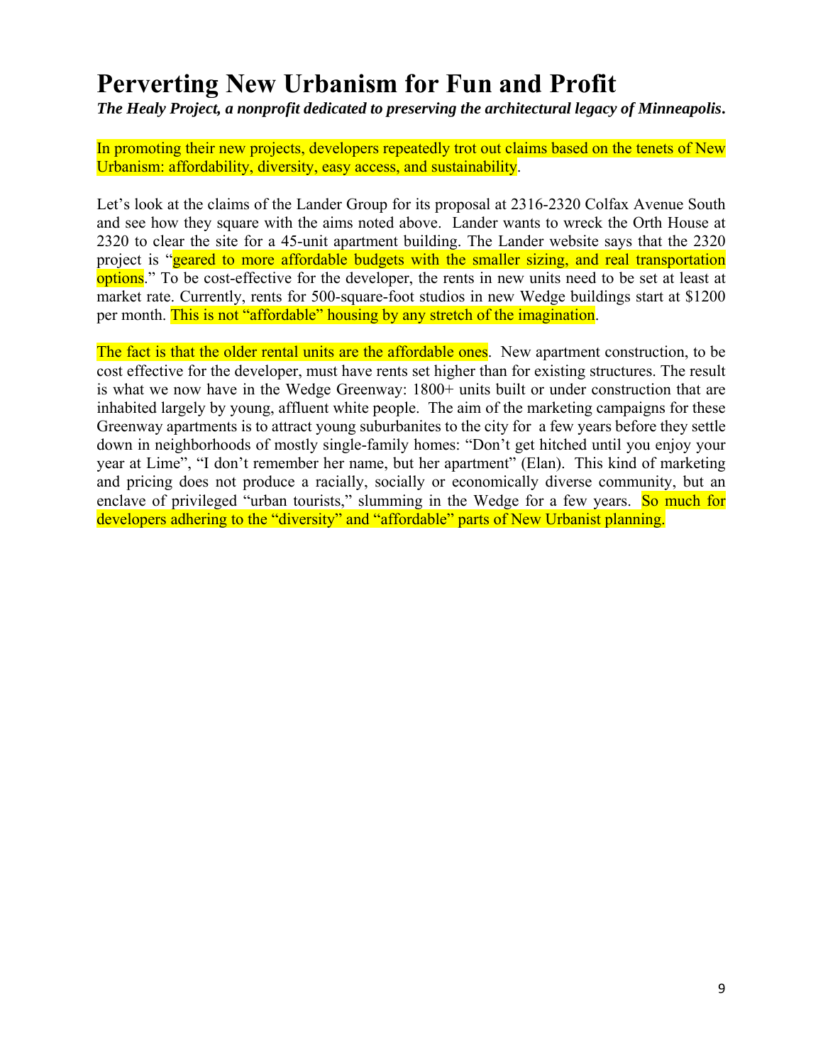# Perverting New Urbanism for Fun and Profit

***The Healy Project, a nonprofit dedicated to preserving the architectural legacy of Minneapolis.***

In promoting their new projects, developers repeatedly trot out claims based on the tenets of New Urbanism: affordability, diversity, easy access, and sustainability.

Let's look at the claims of the Lander Group for its proposal at 2316-2320 Colfax Avenue South and see how they square with the aims noted above. Lander wants to wreck the Orth House at 2320 to clear the site for a 45-unit apartment building. The Lander website says that the 2320 project is "geared to more affordable budgets with the smaller sizing, and real transportation options." To be cost-effective for the developer, the rents in new units need to be set at least at market rate. Currently, rents for 500-square-foot studios in new Wedge buildings start at $1200 per month. This is not "affordable" housing by any stretch of the imagination.

The fact is that the older rental units are the affordable ones. New apartment construction, to be cost effective for the developer, must have rents set higher than for existing structures. The result is what we now have in the Wedge Greenway: 1800+ units built or under construction that are inhabited largely by young, affluent white people. The aim of the marketing campaigns for these Greenway apartments is to attract young suburbanites to the city for a few years before they settle down in neighborhoods of mostly single-family homes: "Don't get hitched until you enjoy your year at Lime", "I don't remember her name, but her apartment" (Elan). This kind of marketing and pricing does not produce a racially, socially or economically diverse community, but an enclave of privileged "urban tourists," slumming in the Wedge for a few years. So much for developers adhering to the "diversity" and "affordable" parts of New Urbanist planning.